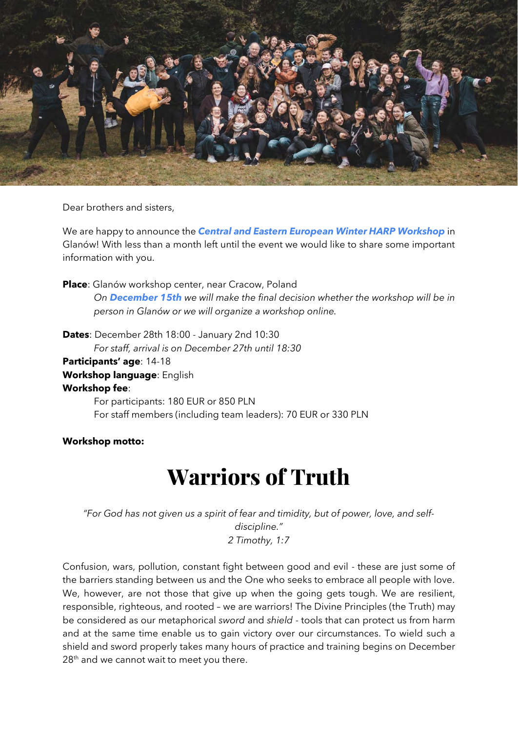Dear brothers and sisters,

We are happy to announce the ***Central and Eastern European Winter HARP Workshop*** in Glanów! With less than a month left until the event we would like to share some important information with you.

**Place**: Glanów workshop center, near Cracow, Poland

*On **December 15th** we will make the final decision whether the workshop will be in person in Glanów or we will organize a workshop online.*

**Dates**: December 28th 18:00 - January 2nd 10:30

*For staff, arrival is on December 27th until 18:30*

**Participants' age**: 14-18

**Workshop language**: English

**Workshop fee**:

For participants: 180 EUR or 850 PLN

For staff members (including team leaders): 70 EUR or 330 PLN

**Workshop motto:**

# Warriors of Truth

*"For God has not given us a spirit of fear and timidity, but of power, love, and self-discipline."*
*2 Timothy, 1:7*

Confusion, wars, pollution, constant fight between good and evil - these are just some of the barriers standing between us and the One who seeks to embrace all people with love. We, however, are not those that give up when the going gets tough. We are resilient, responsible, righteous, and rooted – we are warriors! The Divine Principles (the Truth) may be considered as our metaphorical *sword* and *shield* - tools that can protect us from harm and at the same time enable us to gain victory over our circumstances. To wield such a shield and sword properly takes many hours of practice and training begins on December 28th and we cannot wait to meet you there.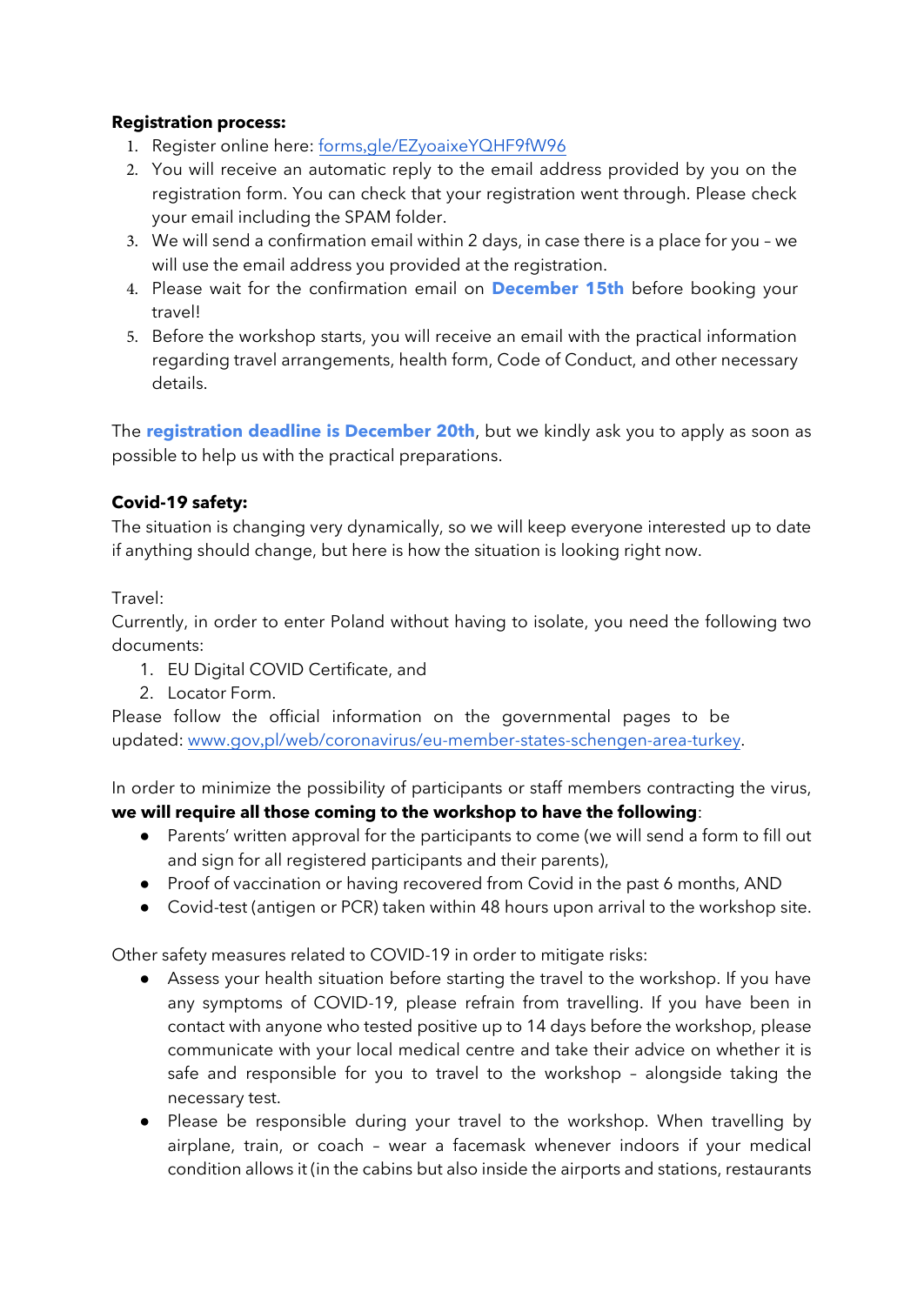**Registration process:**

1. Register online here: [forms,gle/EZyoaixeYQHF9fW96](forms,gle/EZyoaixeYQHF9fW96)
2. You will receive an automatic reply to the email address provided by you on the registration form. You can check that your registration went through. Please check your email including the SPAM folder.
3. We will send a confirmation email within 2 days, in case there is a place for you – we will use the email address you provided at the registration.
4. Please wait for the confirmation email on **December 15th** before booking your travel!
5. Before the workshop starts, you will receive an email with the practical information regarding travel arrangements, health form, Code of Conduct, and other necessary details.

The **registration deadline is December 20th**, but we kindly ask you to apply as soon as possible to help us with the practical preparations.

**Covid-19 safety:**

The situation is changing very dynamically, so we will keep everyone interested up to date if anything should change, but here is how the situation is looking right now.

Travel:

Currently, in order to enter Poland without having to isolate, you need the following two documents:

1. EU Digital COVID Certificate, and
2. Locator Form.

Please follow the official information on the governmental pages to be updated: [www.gov,pl/web/coronavirus/eu-member-states-schengen-area-turkey](www.gov,pl/web/coronavirus/eu-member-states-schengen-area-turkey).

In order to minimize the possibility of participants or staff members contracting the virus, **we will require all those coming to the workshop to have the following**:

- Parents' written approval for the participants to come (we will send a form to fill out and sign for all registered participants and their parents),
- Proof of vaccination or having recovered from Covid in the past 6 months, AND
- Covid-test (antigen or PCR) taken within 48 hours upon arrival to the workshop site.

Other safety measures related to COVID-19 in order to mitigate risks:

- Assess your health situation before starting the travel to the workshop. If you have any symptoms of COVID-19, please refrain from travelling. If you have been in contact with anyone who tested positive up to 14 days before the workshop, please communicate with your local medical centre and take their advice on whether it is safe and responsible for you to travel to the workshop – alongside taking the necessary test.
- Please be responsible during your travel to the workshop. When travelling by airplane, train, or coach – wear a facemask whenever indoors if your medical condition allows it (in the cabins but also inside the airports and stations, restaurants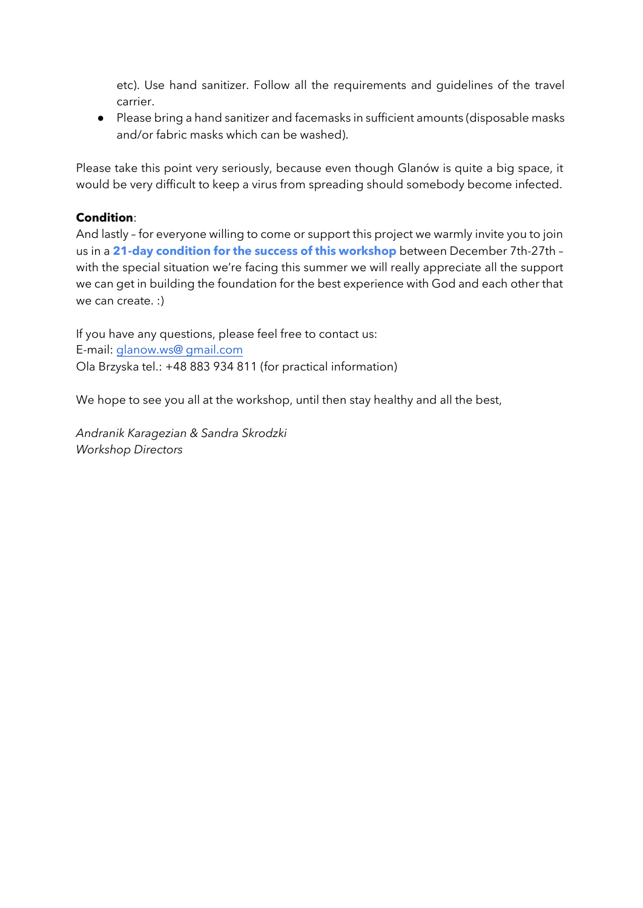etc). Use hand sanitizer. Follow all the requirements and guidelines of the travel carrier.

- Please bring a hand sanitizer and facemasks in sufficient amounts (disposable masks and/or fabric masks which can be washed).

Please take this point very seriously, because even though Glanów is quite a big space, it would be very difficult to keep a virus from spreading should somebody become infected.

**Condition**:
And lastly – for everyone willing to come or support this project we warmly invite you to join us in a **21-day condition for the success of this workshop** between December 7th-27th – with the special situation we're facing this summer we will really appreciate all the support we can get in building the foundation for the best experience with God and each other that we can create. :)

If you have any questions, please feel free to contact us:
E-mail: glanow.ws@ gmail.com
Ola Brzyska tel.: +48 883 934 811 (for practical information)

We hope to see you all at the workshop, until then stay healthy and all the best,

*Andranik Karagezian & Sandra Skrodzki*
*Workshop Directors*